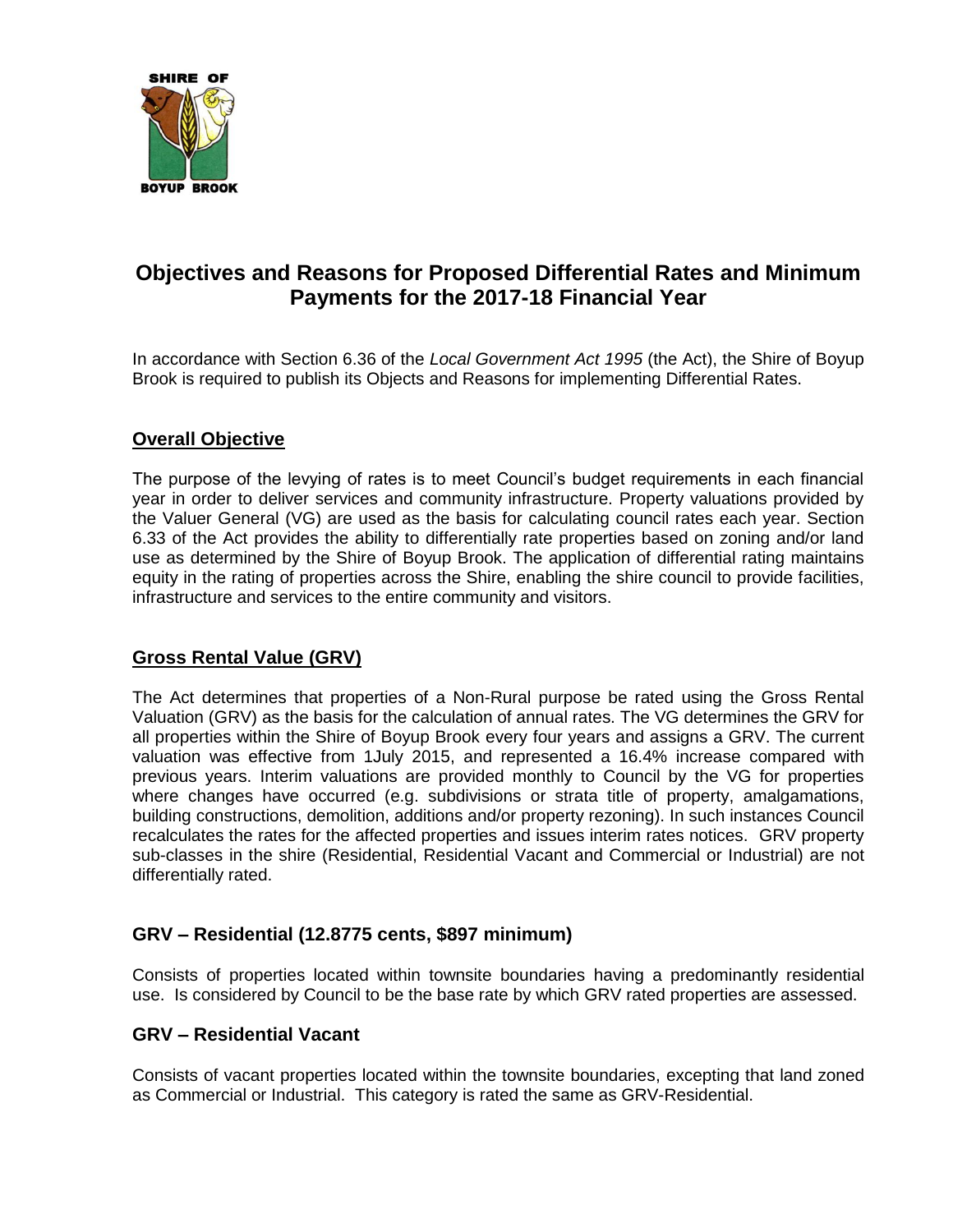SHIRE OF BOYUP BROOK

# Objectives and Reasons for Proposed Differential Rates and Minimum Payments for the 2017-18 Financial Year

In accordance with Section 6.36 of the *Local Government Act 1995* (the Act), the Shire of Boyup Brook is required to publish its Objects and Reasons for implementing Differential Rates.

## Overall Objective

The purpose of the levying of rates is to meet Council's budget requirements in each financial year in order to deliver services and community infrastructure. Property valuations provided by the Valuer General (VG) are used as the basis for calculating council rates each year. Section 6.33 of the Act provides the ability to differentially rate properties based on zoning and/or land use as determined by the Shire of Boyup Brook. The application of differential rating maintains equity in the rating of properties across the Shire, enabling the shire council to provide facilities, infrastructure and services to the entire community and visitors.

## Gross Rental Value (GRV)

The Act determines that properties of a Non-Rural purpose be rated using the Gross Rental Valuation (GRV) as the basis for the calculation of annual rates. The VG determines the GRV for all properties within the Shire of Boyup Brook every four years and assigns a GRV. The current valuation was effective from 1July 2015, and represented a 16.4% increase compared with previous years. Interim valuations are provided monthly to Council by the VG for properties where changes have occurred (e.g. subdivisions or strata title of property, amalgamations, building constructions, demolition, additions and/or property rezoning). In such instances Council recalculates the rates for the affected properties and issues interim rates notices. GRV property sub-classes in the shire (Residential, Residential Vacant and Commercial or Industrial) are not differentially rated.

### GRV – Residential (12.8775 cents, $897 minimum)

Consists of properties located within townsite boundaries having a predominantly residential use. Is considered by Council to be the base rate by which GRV rated properties are assessed.

### GRV – Residential Vacant

Consists of vacant properties located within the townsite boundaries, excepting that land zoned as Commercial or Industrial. This category is rated the same as GRV-Residential.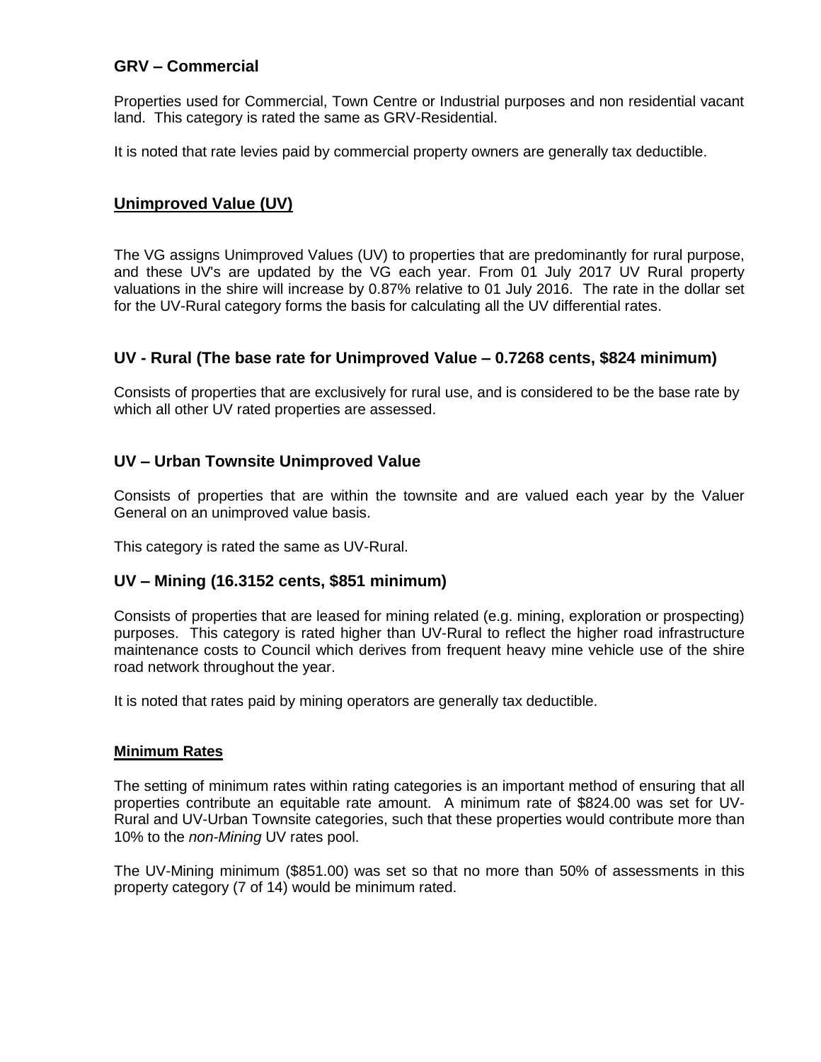### GRV – Commercial

Properties used for Commercial, Town Centre or Industrial purposes and non residential vacant land. This category is rated the same as GRV-Residential.

It is noted that rate levies paid by commercial property owners are generally tax deductible.

## Unimproved Value (UV)

The VG assigns Unimproved Values (UV) to properties that are predominantly for rural purpose, and these UV's are updated by the VG each year. From 01 July 2017 UV Rural property valuations in the shire will increase by 0.87% relative to 01 July 2016. The rate in the dollar set for the UV-Rural category forms the basis for calculating all the UV differential rates.

### UV - Rural (The base rate for Unimproved Value – 0.7268 cents, $824 minimum)

Consists of properties that are exclusively for rural use, and is considered to be the base rate by which all other UV rated properties are assessed.

### UV – Urban Townsite Unimproved Value

Consists of properties that are within the townsite and are valued each year by the Valuer General on an unimproved value basis.

This category is rated the same as UV-Rural.

### UV – Mining (16.3152 cents, $851 minimum)

Consists of properties that are leased for mining related (e.g. mining, exploration or prospecting) purposes. This category is rated higher than UV-Rural to reflect the higher road infrastructure maintenance costs to Council which derives from frequent heavy mine vehicle use of the shire road network throughout the year.

It is noted that rates paid by mining operators are generally tax deductible.

**Minimum Rates**

The setting of minimum rates within rating categories is an important method of ensuring that all properties contribute an equitable rate amount. A minimum rate of $824.00 was set for UV-Rural and UV-Urban Townsite categories, such that these properties would contribute more than 10% to the *non-Mining* UV rates pool.

The UV-Mining minimum ($851.00) was set so that no more than 50% of assessments in this property category (7 of 14) would be minimum rated.